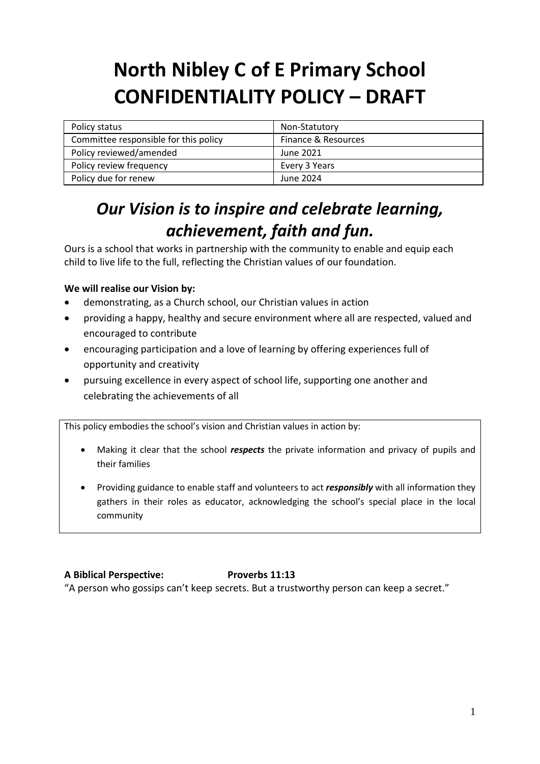# North Nibley C of E Primary School
# CONFIDENTIALITY POLICY – DRAFT

| | |
|---|---|
| Policy status | Non-Statutory |
| Committee responsible for this policy | Finance & Resources |
| Policy reviewed/amended | June 2021 |
| Policy review frequency | Every 3 Years |
| Policy due for renew | June 2024 |

## *Our Vision is to inspire and celebrate learning, achievement, faith and fun.*

Ours is a school that works in partnership with the community to enable and equip each child to live life to the full, reflecting the Christian values of our foundation.

**We will realise our Vision by:**

- demonstrating, as a Church school, our Christian values in action
- providing a happy, healthy and secure environment where all are respected, valued and encouraged to contribute
- encouraging participation and a love of learning by offering experiences full of opportunity and creativity
- pursuing excellence in every aspect of school life, supporting one another and celebrating the achievements of all

This policy embodies the school's vision and Christian values in action by:

- Making it clear that the school ***respects*** the private information and privacy of pupils and their families
- Providing guidance to enable staff and volunteers to act ***responsibly*** with all information they gathers in their roles as educator, acknowledging the school's special place in the local community

**A Biblical Perspective:** **Proverbs 11:13**

"A person who gossips can't keep secrets. But a trustworthy person can keep a secret."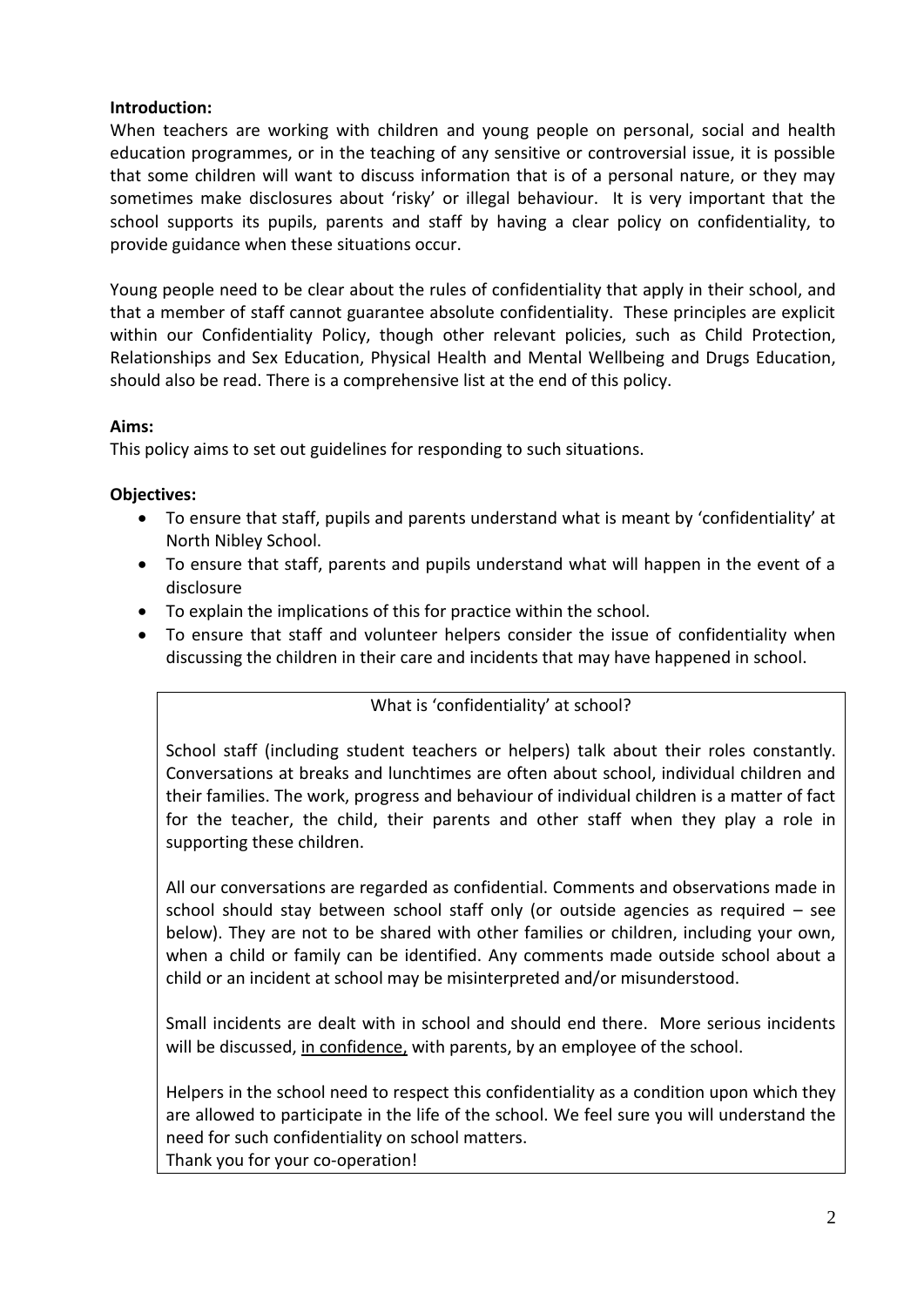**Introduction:**

When teachers are working with children and young people on personal, social and health education programmes, or in the teaching of any sensitive or controversial issue, it is possible that some children will want to discuss information that is of a personal nature, or they may sometimes make disclosures about 'risky' or illegal behaviour. It is very important that the school supports its pupils, parents and staff by having a clear policy on confidentiality, to provide guidance when these situations occur.

Young people need to be clear about the rules of confidentiality that apply in their school, and that a member of staff cannot guarantee absolute confidentiality. These principles are explicit within our Confidentiality Policy, though other relevant policies, such as Child Protection, Relationships and Sex Education, Physical Health and Mental Wellbeing and Drugs Education, should also be read. There is a comprehensive list at the end of this policy.

**Aims:**

This policy aims to set out guidelines for responding to such situations.

**Objectives:**

- To ensure that staff, pupils and parents understand what is meant by 'confidentiality' at North Nibley School.
- To ensure that staff, parents and pupils understand what will happen in the event of a disclosure
- To explain the implications of this for practice within the school.
- To ensure that staff and volunteer helpers consider the issue of confidentiality when discussing the children in their care and incidents that may have happened in school.

What is 'confidentiality' at school?

School staff (including student teachers or helpers) talk about their roles constantly. Conversations at breaks and lunchtimes are often about school, individual children and their families. The work, progress and behaviour of individual children is a matter of fact for the teacher, the child, their parents and other staff when they play a role in supporting these children.

All our conversations are regarded as confidential. Comments and observations made in school should stay between school staff only (or outside agencies as required – see below). They are not to be shared with other families or children, including your own, when a child or family can be identified. Any comments made outside school about a child or an incident at school may be misinterpreted and/or misunderstood.

Small incidents are dealt with in school and should end there. More serious incidents will be discussed, <u>in confidence,</u> with parents, by an employee of the school.

Helpers in the school need to respect this confidentiality as a condition upon which they are allowed to participate in the life of the school. We feel sure you will understand the need for such confidentiality on school matters.

Thank you for your co-operation!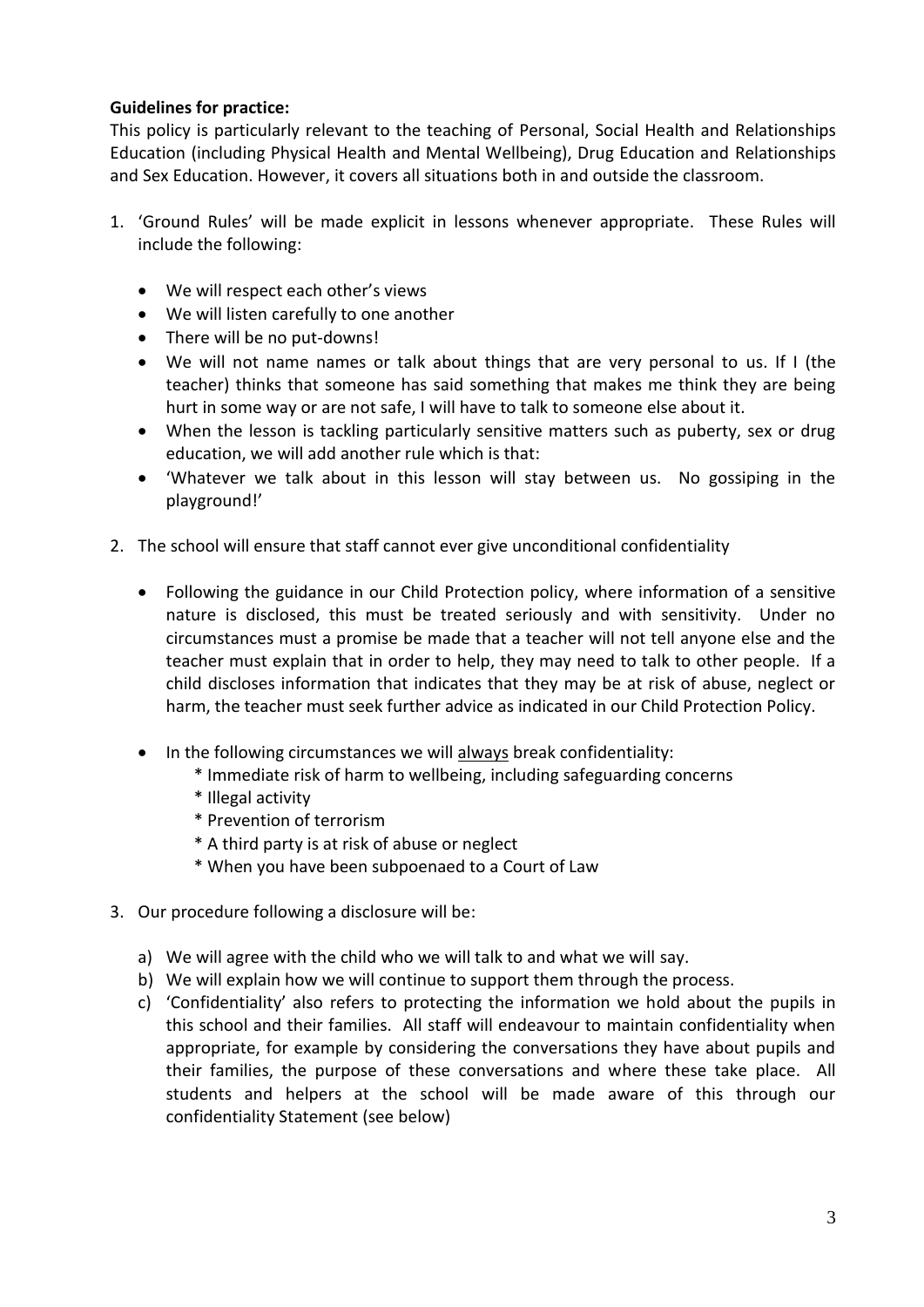**Guidelines for practice:**

This policy is particularly relevant to the teaching of Personal, Social Health and Relationships Education (including Physical Health and Mental Wellbeing), Drug Education and Relationships and Sex Education. However, it covers all situations both in and outside the classroom.

1. 'Ground Rules' will be made explicit in lessons whenever appropriate. These Rules will include the following:

   - We will respect each other's views
   - We will listen carefully to one another
   - There will be no put-downs!
   - We will not name names or talk about things that are very personal to us. If I (the teacher) thinks that someone has said something that makes me think they are being hurt in some way or are not safe, I will have to talk to someone else about it.
   - When the lesson is tackling particularly sensitive matters such as puberty, sex or drug education, we will add another rule which is that:
   - 'Whatever we talk about in this lesson will stay between us. No gossiping in the playground!'

2. The school will ensure that staff cannot ever give unconditional confidentiality

   - Following the guidance in our Child Protection policy, where information of a sensitive nature is disclosed, this must be treated seriously and with sensitivity. Under no circumstances must a promise be made that a teacher will not tell anyone else and the teacher must explain that in order to help, they may need to talk to other people. If a child discloses information that indicates that they may be at risk of abuse, neglect or harm, the teacher must seek further advice as indicated in our Child Protection Policy.

   - In the following circumstances we will <u>always</u> break confidentiality:
     * Immediate risk of harm to wellbeing, including safeguarding concerns
     * Illegal activity
     * Prevention of terrorism
     * A third party is at risk of abuse or neglect
     * When you have been subpoenaed to a Court of Law

3. Our procedure following a disclosure will be:

   a) We will agree with the child who we will talk to and what we will say.
   b) We will explain how we will continue to support them through the process.
   c) 'Confidentiality' also refers to protecting the information we hold about the pupils in this school and their families. All staff will endeavour to maintain confidentiality when appropriate, for example by considering the conversations they have about pupils and their families, the purpose of these conversations and where these take place. All students and helpers at the school will be made aware of this through our confidentiality Statement (see below)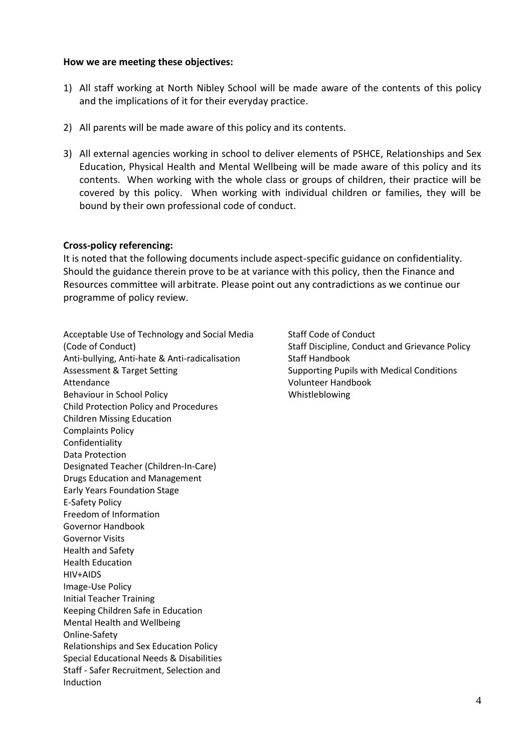**How we are meeting these objectives:**

1) All staff working at North Nibley School will be made aware of the contents of this policy and the implications of it for their everyday practice.

2) All parents will be made aware of this policy and its contents.

3) All external agencies working in school to deliver elements of PSHCE, Relationships and Sex Education, Physical Health and Mental Wellbeing will be made aware of this policy and its contents. When working with the whole class or groups of children, their practice will be covered by this policy. When working with individual children or families, they will be bound by their own professional code of conduct.

**Cross-policy referencing:**

It is noted that the following documents include aspect-specific guidance on confidentiality. Should the guidance therein prove to be at variance with this policy, then the Finance and Resources committee will arbitrate. Please point out any contradictions as we continue our programme of policy review.

Acceptable Use of Technology and Social Media (Code of Conduct)
Anti-bullying, Anti-hate & Anti-radicalisation
Assessment & Target Setting
Attendance
Behaviour in School Policy
Child Protection Policy and Procedures
Children Missing Education
Complaints Policy
Confidentiality
Data Protection
Designated Teacher (Children-In-Care)
Drugs Education and Management
Early Years Foundation Stage
E-Safety Policy
Freedom of Information
Governor Handbook
Governor Visits
Health and Safety
Health Education
HIV+AIDS
Image-Use Policy
Initial Teacher Training
Keeping Children Safe in Education
Mental Health and Wellbeing
Online-Safety
Relationships and Sex Education Policy
Special Educational Needs & Disabilities
Staff - Safer Recruitment, Selection and Induction
Staff Code of Conduct
Staff Discipline, Conduct and Grievance Policy
Staff Handbook
Supporting Pupils with Medical Conditions
Volunteer Handbook
Whistleblowing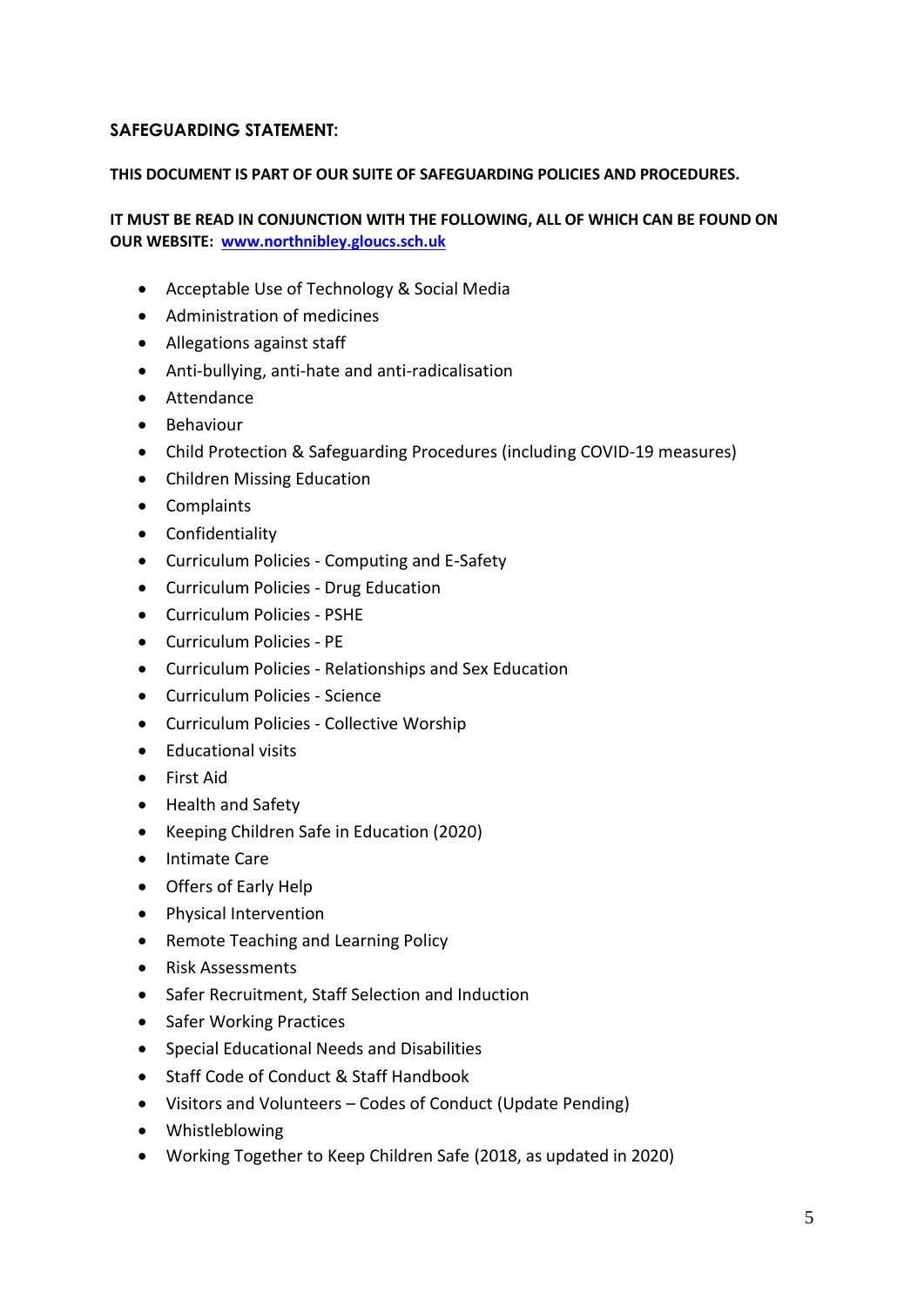**SAFEGUARDING STATEMENT:**

**THIS DOCUMENT IS PART OF OUR SUITE OF SAFEGUARDING POLICIES AND PROCEDURES.**

**IT MUST BE READ IN CONJUNCTION WITH THE FOLLOWING, ALL OF WHICH CAN BE FOUND ON OUR WEBSITE: [www.northnibley.gloucs.sch.uk](http://www.northnibley.gloucs.sch.uk)**

- Acceptable Use of Technology & Social Media
- Administration of medicines
- Allegations against staff
- Anti-bullying, anti-hate and anti-radicalisation
- Attendance
- Behaviour
- Child Protection & Safeguarding Procedures (including COVID-19 measures)
- Children Missing Education
- Complaints
- Confidentiality
- Curriculum Policies - Computing and E-Safety
- Curriculum Policies - Drug Education
- Curriculum Policies - PSHE
- Curriculum Policies - PE
- Curriculum Policies - Relationships and Sex Education
- Curriculum Policies - Science
- Curriculum Policies - Collective Worship
- Educational visits
- First Aid
- Health and Safety
- Keeping Children Safe in Education (2020)
- Intimate Care
- Offers of Early Help
- Physical Intervention
- Remote Teaching and Learning Policy
- Risk Assessments
- Safer Recruitment, Staff Selection and Induction
- Safer Working Practices
- Special Educational Needs and Disabilities
- Staff Code of Conduct & Staff Handbook
- Visitors and Volunteers – Codes of Conduct (Update Pending)
- Whistleblowing
- Working Together to Keep Children Safe (2018, as updated in 2020)